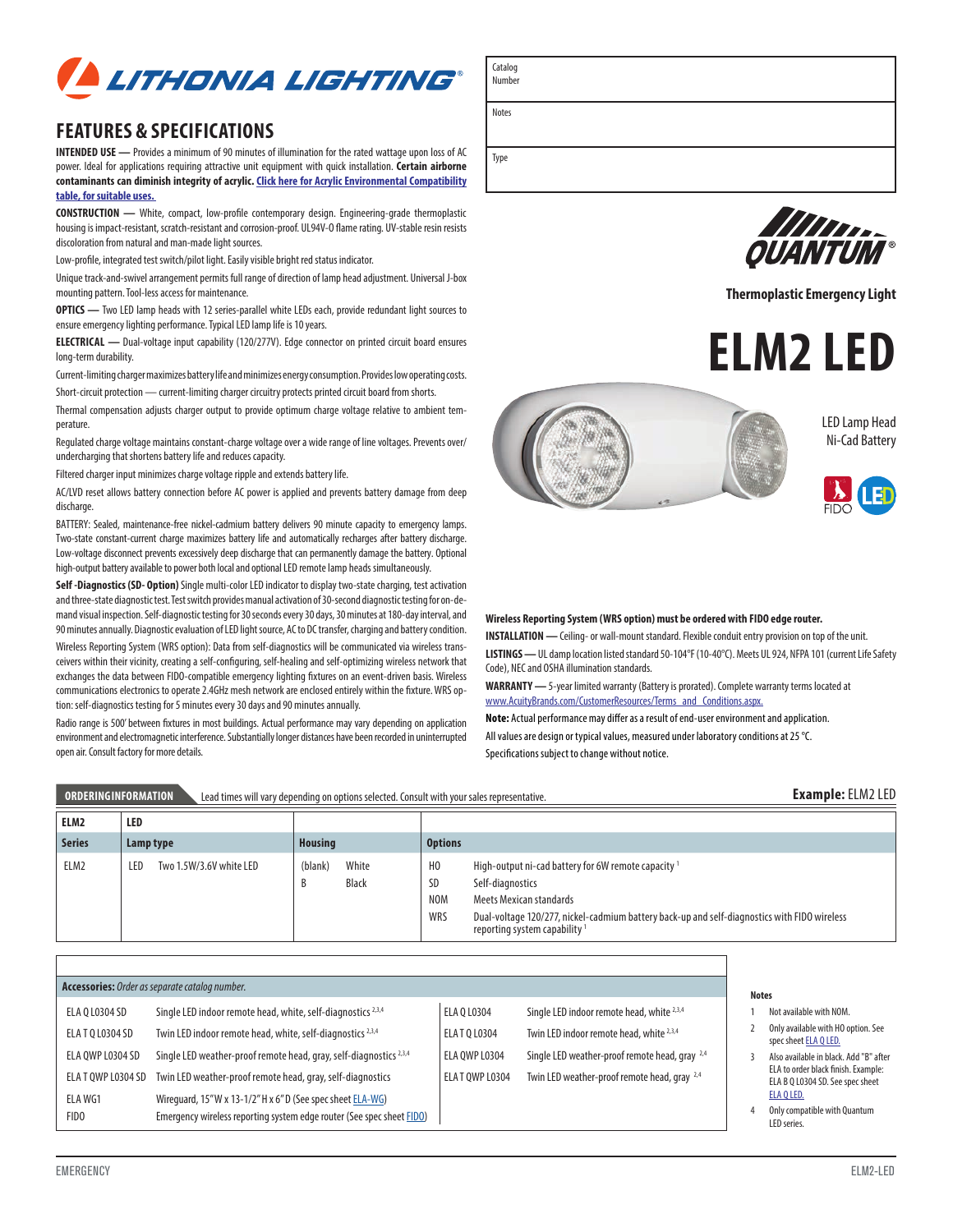# FEATURES & SPECIFICATIONS

**INTENDED USE —** Provides a minimum of 90 minutes of illumination for the rated wattage upon loss of AC power. Ideal for applications requiring attractive unit equipment with quick installation. **Certain airborne contaminants can diminish integrity of acrylic. Click here for Acrylic Environmental Compatibility table, for suitable uses.**

**CONSTRUCTION —** White, compact, low-profile contemporary design. Engineering-grade thermoplastic housing is impact-resistant, scratch-resistant and corrosion-proof. UL94V-0 flame rating. UV-stable resin resists discoloration from natural and man-made light sources.

Low-profile, integrated test switch/pilot light. Easily visible bright red status indicator.

Unique track-and-swivel arrangement permits full range of direction of lamp head adjustment. Universal J-box mounting pattern. Tool-less access for maintenance.

**OPTICS —** Two LED lamp heads with 12 series-parallel white LEDs each, provide redundant light sources to ensure emergency lighting performance. Typical LED lamp life is 10 years.

**ELECTRICAL —** Dual-voltage input capability (120/277V). Edge connector on printed circuit board ensures long-term durability.

Current-limiting charger maximizes battery life and minimizes energy consumption. Provides low operating costs.

Short-circuit protection — current-limiting charger circuitry protects printed circuit board from shorts.

Thermal compensation adjusts charger output to provide optimum charge voltage relative to ambient temperature.

Regulated charge voltage maintains constant-charge voltage over a wide range of line voltages. Prevents over/undercharging that shortens battery life and reduces capacity.

Filtered charger input minimizes charge voltage ripple and extends battery life.

AC/LVD reset allows battery connection before AC power is applied and prevents battery damage from deep discharge.

BATTERY: Sealed, maintenance-free nickel-cadmium battery delivers 90 minute capacity to emergency lamps. Two-state constant-current charge maximizes battery life and automatically recharges after battery discharge. Low-voltage disconnect prevents excessively deep discharge that can permanently damage the battery. Optional high-output battery available to power both local and optional LED remote lamp heads simultaneously.

**Self -Diagnostics (SD- Option)** Single multi-color LED indicator to display two-state charging, test activation and three-state diagnostic test. Test switch provides manual activation of 30-second diagnostic testing for on-demand visual inspection. Self-diagnostic testing for 30 seconds every 30 days, 30 minutes at 180-day interval, and 90 minutes annually. Diagnostic evaluation of LED light source, AC to DC transfer, charging and battery condition.

Wireless Reporting System (WRS option): Data from self-diagnostics will be communicated via wireless transceivers within their vicinity, creating a self-configuring, self-healing and self-optimizing wireless network that exchanges the data between FIDO-compatible emergency lighting fixtures on an event-driven basis. Wireless communications electronics to operate 2.4GHz mesh network are enclosed entirely within the fixture. WRS option: self-diagnostics testing for 5 minutes every 30 days and 90 minutes annually.

Radio range is 500' between fixtures in most buildings. Actual performance may vary depending on application environment and electromagnetic interference. Substantially longer distances have been recorded in uninterrupted open air. Consult factory for more details.

| Catalog Number | |
|---|---|
| Notes | |
| Type | |

Thermoplastic Emergency Light

# ELM2 LED

LED Lamp Head
Ni-Cad Battery

**Wireless Reporting System (WRS option) must be ordered with FIDO edge router.**

**INSTALLATION —** Ceiling- or wall-mount standard. Flexible conduit entry provision on top of the unit.

**LISTINGS —** UL damp location listed standard 50-104°F (10-40°C). Meets UL 924, NFPA 101 (current Life Safety Code), NEC and OSHA illumination standards.

**WARRANTY —** 5-year limited warranty (Battery is prorated). Complete warranty terms located at www.AcuityBrands.com/CustomerResources/Terms_and_Conditions.aspx.

**Note:** Actual performance may differ as a result of end-user environment and application.

All values are design or typical values, measured under laboratory conditions at 25 °C.

Specifications subject to change without notice.

## ORDERING INFORMATION

Lead times will vary depending on options selected. Consult with your sales representative.

**Example:** ELM2 LED

| ELM2 | LED | | |
|---|---|---|---|
| **Series** | **Lamp type** | **Housing** | **Options** |
| ELM2 | LED Two 1.5W/3.6V white LED | (blank) White<br>B Black | HO High-output ni-cad battery for 6W remote capacity [1]<br>SD Self-diagnostics<br>NOM Meets Mexican standards<br>WRS Dual-voltage 120/277, nickel-cadmium battery back-up and self-diagnostics with FIDO wireless reporting system capability [1] |

**Accessories:** *Order as separate catalog number.*

| | | | |
|---|---|---|---|
| ELA Q L0304 SD | Single LED indoor remote head, white, self-diagnostics [2,3,4] | ELA Q L0304 | Single LED indoor remote head, white [2,3,4] |
| ELA T Q L0304 SD | Twin LED indoor remote head, white, self-diagnostics [2,3,4] | ELA T Q L0304 | Twin LED indoor remote head, white [2,3,4] |
| ELA QWP L0304 SD | Single LED weather-proof remote head, gray, self-diagnostics [2,3,4] | ELA QWP L0304 | Single LED weather-proof remote head, gray [2,4] |
| ELA T QWP L0304 SD | Twin LED weather-proof remote head, gray, self-diagnostics | ELA T QWP L0304 | Twin LED weather-proof remote head, gray [2,4] |
| ELA WG1 | Wireguard, 15"W x 13-1/2"H x 6"D (See spec sheet ELA-WG) | | |
| FIDO | Emergency wireless reporting system edge router (See spec sheet FIDO) | | |

**Notes**

1. Not available with NOM.
2. Only available with HO option. See spec sheet ELA Q LED.
3. Also available in black. Add "B" after ELA to order black finish. Example: ELA B Q L0304 SD. See spec sheet ELA Q LED.
4. Only compatible with Quantum LED series.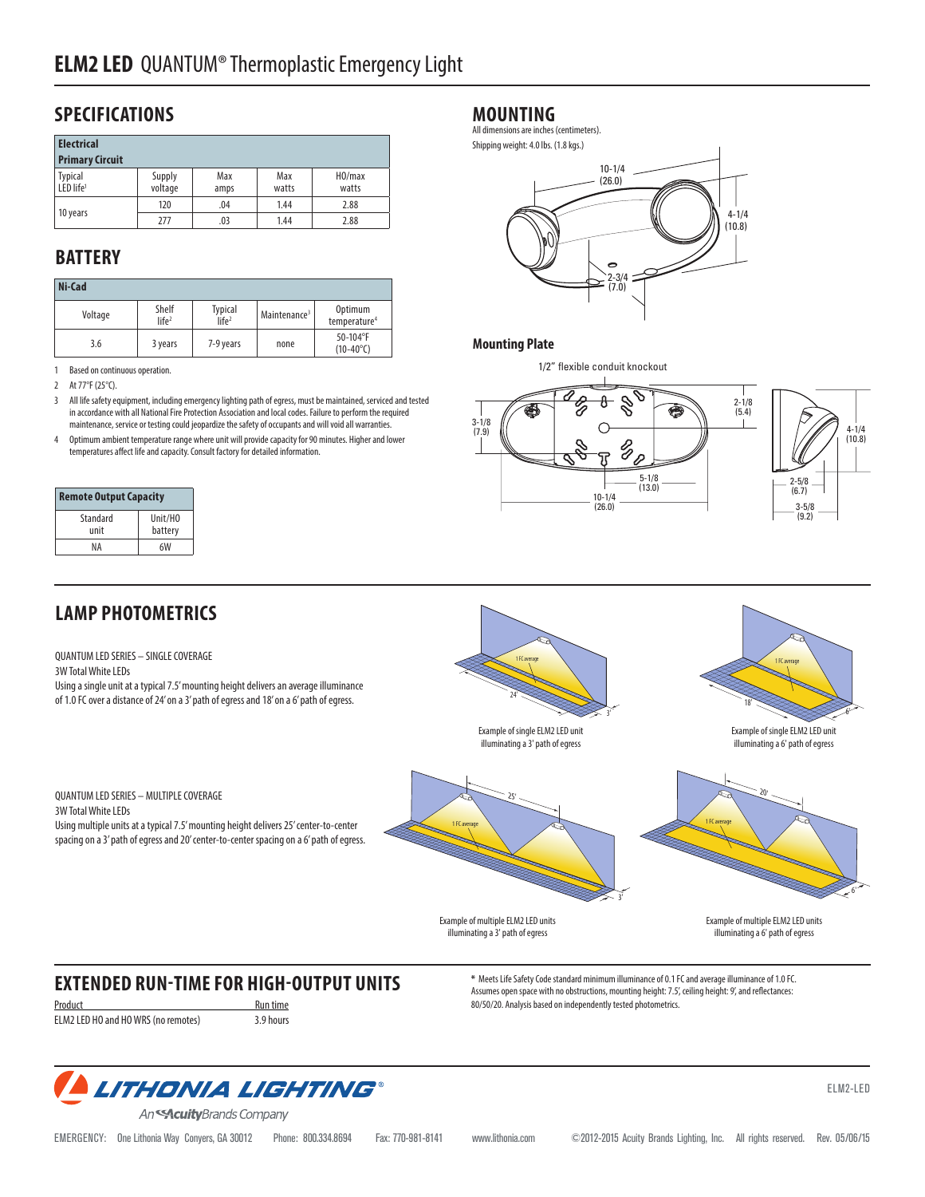# ELM2 LED QUANTUM® Thermoplastic Emergency Light

## SPECIFICATIONS

| Electrical Primary Circuit | | | | |
|---|---|---|---|---|
| Typical LED life[1] | Supply voltage | Max amps | Max watts | HO/max watts |
| 10 years | 120 | .04 | 1.44 | 2.88 |
| | 277 | .03 | 1.44 | 2.88 |

## BATTERY

| Ni-Cad | | | | |
|---|---|---|---|---|
| Voltage | Shelf life[2] | Typical life[2] | Maintenance[3] | Optimum temperature[4] |
| 3.6 | 3 years | 7-9 years | none | 50-104°F (10-40°C) |

1 Based on continuous operation.

2 At 77°F (25°C).

3 All life safety equipment, including emergency lighting path of egress, must be maintained, serviced and tested in accordance with all National Fire Protection Association and local codes. Failure to perform the required maintenance, service or testing could jeopardize the safety of occupants and will void all warranties.

4 Optimum ambient temperature range where unit will provide capacity for 90 minutes. Higher and lower temperatures affect life and capacity. Consult factory for detailed information.

| Remote Output Capacity | |
|---|---|
| Standard unit | Unit/HO battery |
| NA | 6W |

## MOUNTING

All dimensions are inches (centimeters).

Shipping weight: 4.0 lbs. (1.8 kgs.)

10-1/4 (26.0)
4-1/4 (10.8)
2-3/4 (7.0)

### Mounting Plate

1/2" flexible conduit knockout

3-1/8 (7.9)
2-1/8 (5.4)
5-1/8 (13.0)
10-1/4 (26.0)
4-1/4 (10.8)
2-5/8 (6.7)
3-5/8 (9.2)

## LAMP PHOTOMETRICS

QUANTUM LED SERIES – SINGLE COVERAGE
3W Total White LEDs
Using a single unit at a typical 7.5' mounting height delivers an average illuminance of 1.0 FC over a distance of 24' on a 3' path of egress and 18' on a 6' path of egress.

1 FC average
24'
3'

Example of single ELM2 LED unit illuminating a 3' path of egress

1 FC average
18'
6'

Example of single ELM2 LED unit illuminating a 6' path of egress

QUANTUM LED SERIES – MULTIPLE COVERAGE
3W Total White LEDs
Using multiple units at a typical 7.5' mounting height delivers 25' center-to-center spacing on a 3' path of egress and 20' center-to-center spacing on a 6' path of egress.

25'
1 FC average
3'

Example of multiple ELM2 LED units illuminating a 3' path of egress

20'
1 FC average
6'

Example of multiple ELM2 LED units illuminating a 6' path of egress

## EXTENDED RUN-TIME FOR HIGH-OUTPUT UNITS

| Product | Run time |
|---|---|
| ELM2 LED HO and HO WRS (no remotes) | 3.9 hours |

* Meets Life Safety Code standard minimum illuminance of 0.1 FC and average illuminance of 1.0 FC. Assumes open space with no obstructions, mounting height: 7.5', ceiling height: 9', and reflectances: 80/50/20. Analysis based on independently tested photometrics.

LITHONIA LIGHTING®
An Acuity Brands Company

ELM2-LED

EMERGENCY: One Lithonia Way Conyers, GA 30012 Phone: 800.334.8694 Fax: 770-981-8141 www.lithonia.com ©2012-2015 Acuity Brands Lighting, Inc. All rights reserved. Rev. 05/06/15